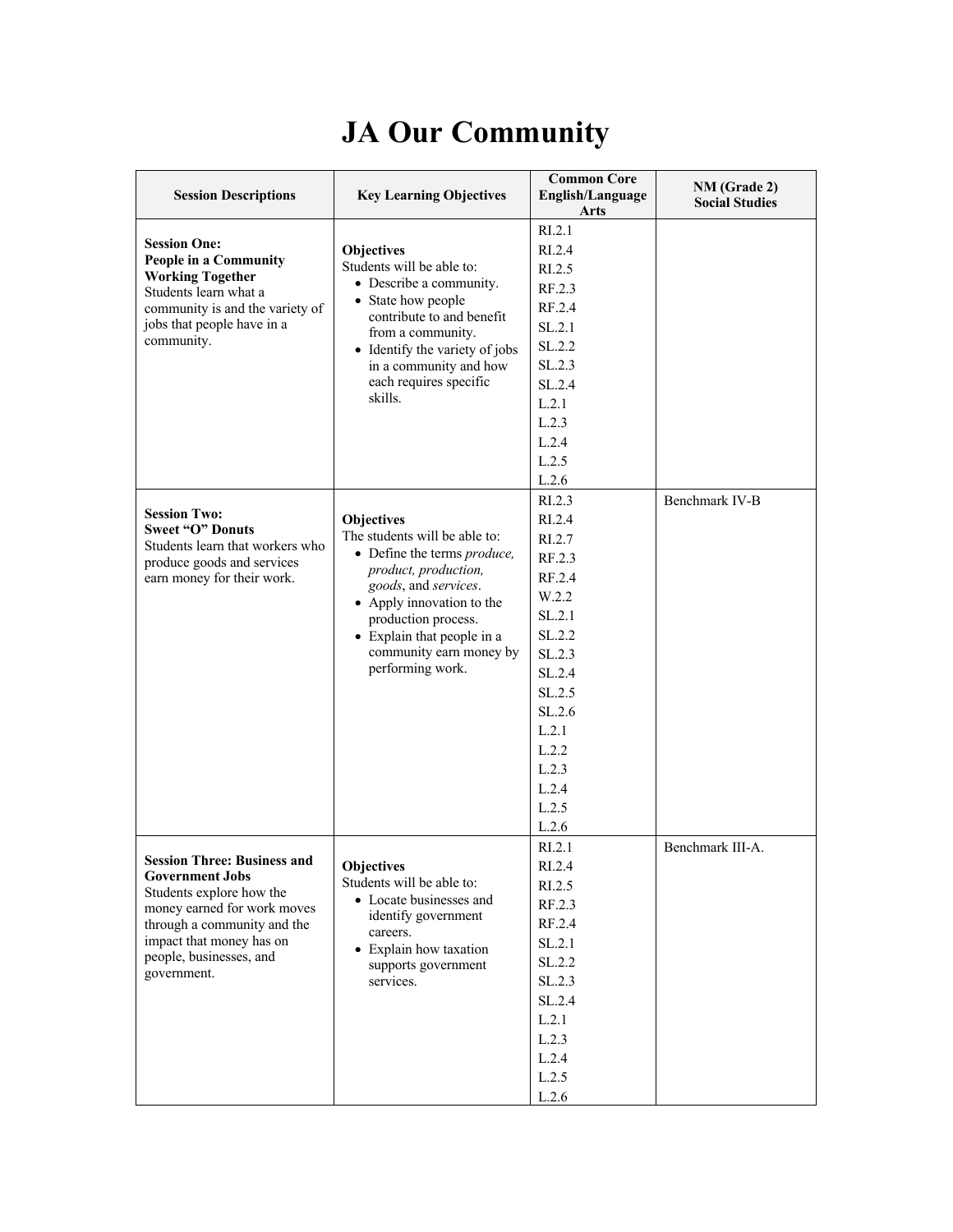# JA Our Community

| Session Descriptions | Key Learning Objectives | Common Core English/Language Arts | NM (Grade 2) Social Studies |
|---|---|---|---|
| **Session One: People in a Community Working Together**<br>Students learn what a community is and the variety of jobs that people have in a community. | **Objectives**<br>Students will be able to:<br>• Describe a community.<br>• State how people contribute to and benefit from a community.<br>• Identify the variety of jobs in a community and how each requires specific skills. | RI.2.1<br>RI.2.4<br>RI.2.5<br>RF.2.3<br>RF.2.4<br>SL.2.1<br>SL.2.2<br>SL.2.3<br>SL.2.4<br>L.2.1<br>L.2.3<br>L.2.4<br>L.2.5<br>L.2.6 | |
| **Session Two: Sweet "O" Donuts**<br>Students learn that workers who produce goods and services earn money for their work. | **Objectives**<br>The students will be able to:<br>• Define the terms *produce, product, production, goods*, and *services*.<br>• Apply innovation to the production process.<br>• Explain that people in a community earn money by performing work. | RI.2.3<br>RI.2.4<br>RI.2.7<br>RF.2.3<br>RF.2.4<br>W.2.2<br>SL.2.1<br>SL.2.2<br>SL.2.3<br>SL.2.4<br>SL.2.5<br>SL.2.6<br>L.2.1<br>L.2.2<br>L.2.3<br>L.2.4<br>L.2.5<br>L.2.6 | Benchmark IV-B |
| **Session Three: Business and Government Jobs**<br>Students explore how the money earned for work moves through a community and the impact that money has on people, businesses, and government. | **Objectives**<br>Students will be able to:<br>• Locate businesses and identify government careers.<br>• Explain how taxation supports government services. | RI.2.1<br>RI.2.4<br>RI.2.5<br>RF.2.3<br>RF.2.4<br>SL.2.1<br>SL.2.2<br>SL.2.3<br>SL.2.4<br>L.2.1<br>L.2.3<br>L.2.4<br>L.2.5<br>L.2.6 | Benchmark III-A. |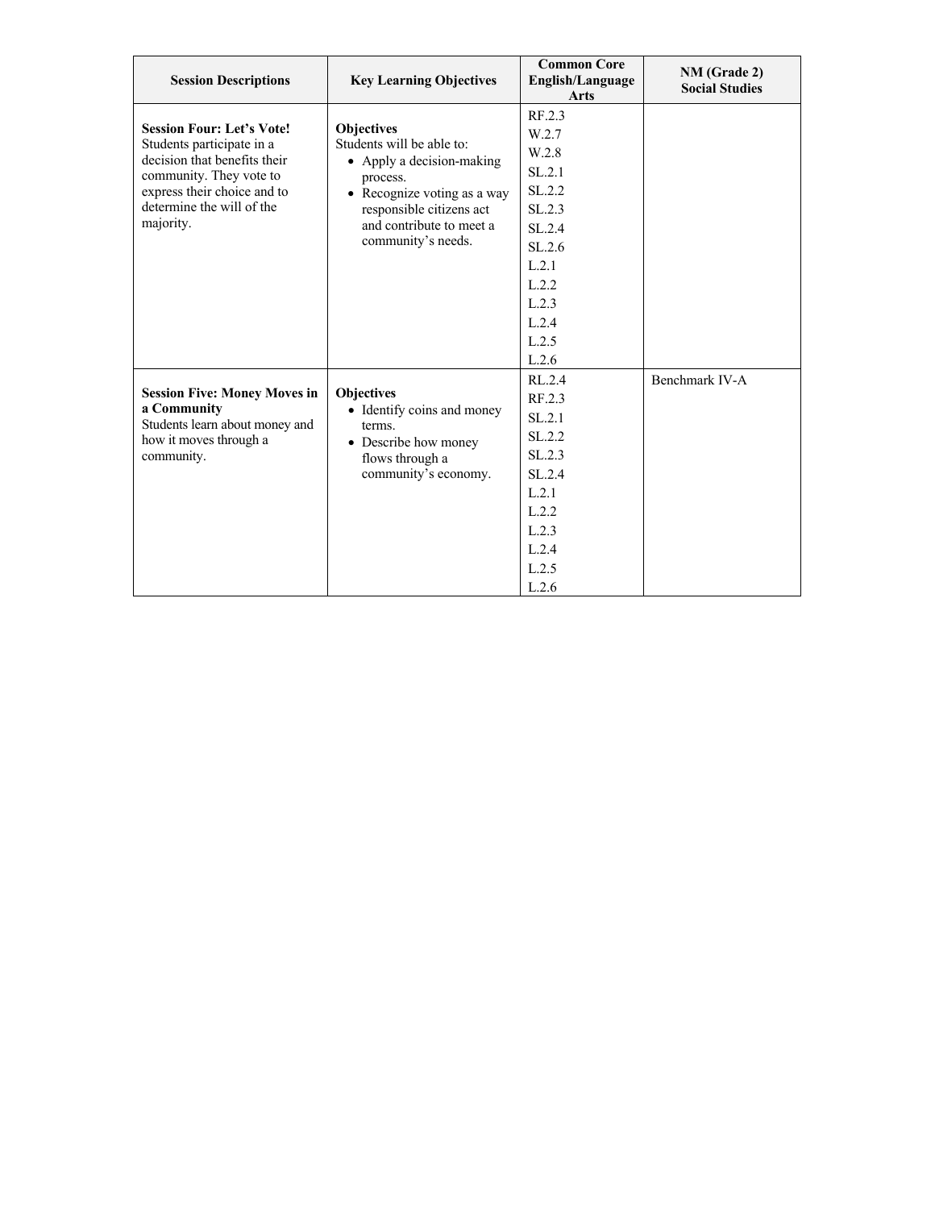| Session Descriptions | Key Learning Objectives | Common Core English/Language Arts | NM (Grade 2) Social Studies |
|---|---|---|---|
| **Session Four: Let's Vote!**<br>Students participate in a decision that benefits their community. They vote to express their choice and to determine the will of the majority. | **Objectives**<br>Students will be able to:<br>• Apply a decision-making process.<br>• Recognize voting as a way responsible citizens act and contribute to meet a community's needs. | RF.2.3<br>W.2.7<br>W.2.8<br>SL.2.1<br>SL.2.2<br>SL.2.3<br>SL.2.4<br>SL.2.6<br>L.2.1<br>L.2.2<br>L.2.3<br>L.2.4<br>L.2.5<br>L.2.6 | |
| **Session Five: Money Moves in a Community**<br>Students learn about money and how it moves through a community. | **Objectives**<br>• Identify coins and money terms.<br>• Describe how money flows through a community's economy. | RL.2.4<br>RF.2.3<br>SL.2.1<br>SL.2.2<br>SL.2.3<br>SL.2.4<br>L.2.1<br>L.2.2<br>L.2.3<br>L.2.4<br>L.2.5<br>L.2.6 | Benchmark IV-A |